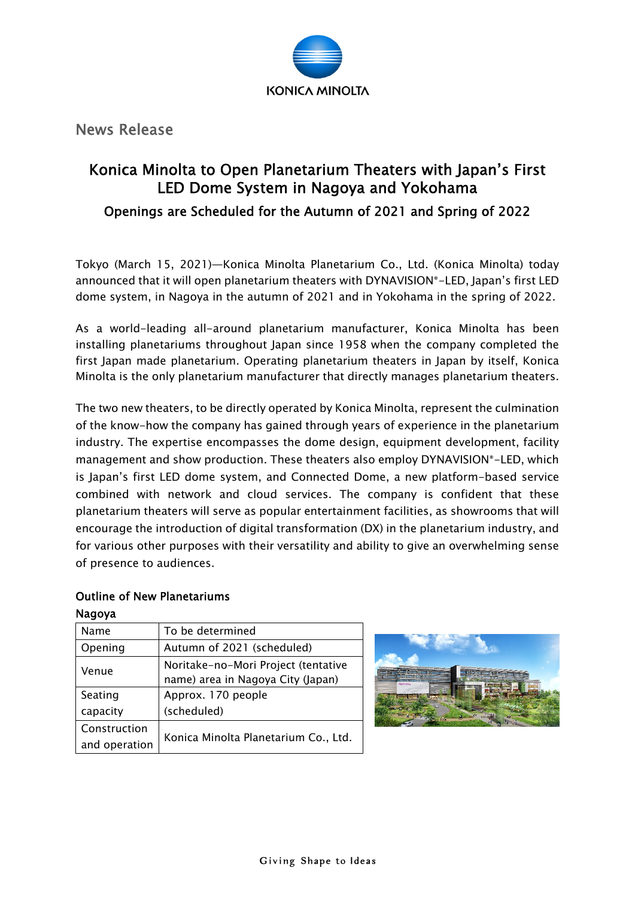News Release

# Konica Minolta to Open Planetarium Theaters with Japan's First LED Dome System in Nagoya and Yokohama

## Openings are Scheduled for the Autumn of 2021 and Spring of 2022

Tokyo (March 15, 2021)—Konica Minolta Planetarium Co., Ltd. (Konica Minolta) today announced that it will open planetarium theaters with DYNAVISION®-LED, Japan's first LED dome system, in Nagoya in the autumn of 2021 and in Yokohama in the spring of 2022.

As a world-leading all-around planetarium manufacturer, Konica Minolta has been installing planetariums throughout Japan since 1958 when the company completed the first Japan made planetarium. Operating planetarium theaters in Japan by itself, Konica Minolta is the only planetarium manufacturer that directly manages planetarium theaters.

The two new theaters, to be directly operated by Konica Minolta, represent the culmination of the know-how the company has gained through years of experience in the planetarium industry. The expertise encompasses the dome design, equipment development, facility management and show production. These theaters also employ DYNAVISION®-LED, which is Japan's first LED dome system, and Connected Dome, a new platform-based service combined with network and cloud services. The company is confident that these planetarium theaters will serve as popular entertainment facilities, as showrooms that will encourage the introduction of digital transformation (DX) in the planetarium industry, and for various other purposes with their versatility and ability to give an overwhelming sense of presence to audiences.

### Outline of New Planetariums

#### Nagoya

| Name | To be determined |
|---|---|
| Opening | Autumn of 2021 (scheduled) |
| Venue | Noritake-no-Mori Project (tentative name) area in Nagoya City (Japan) |
| Seating capacity | Approx. 170 people (scheduled) |
| Construction and operation | Konica Minolta Planetarium Co., Ltd. |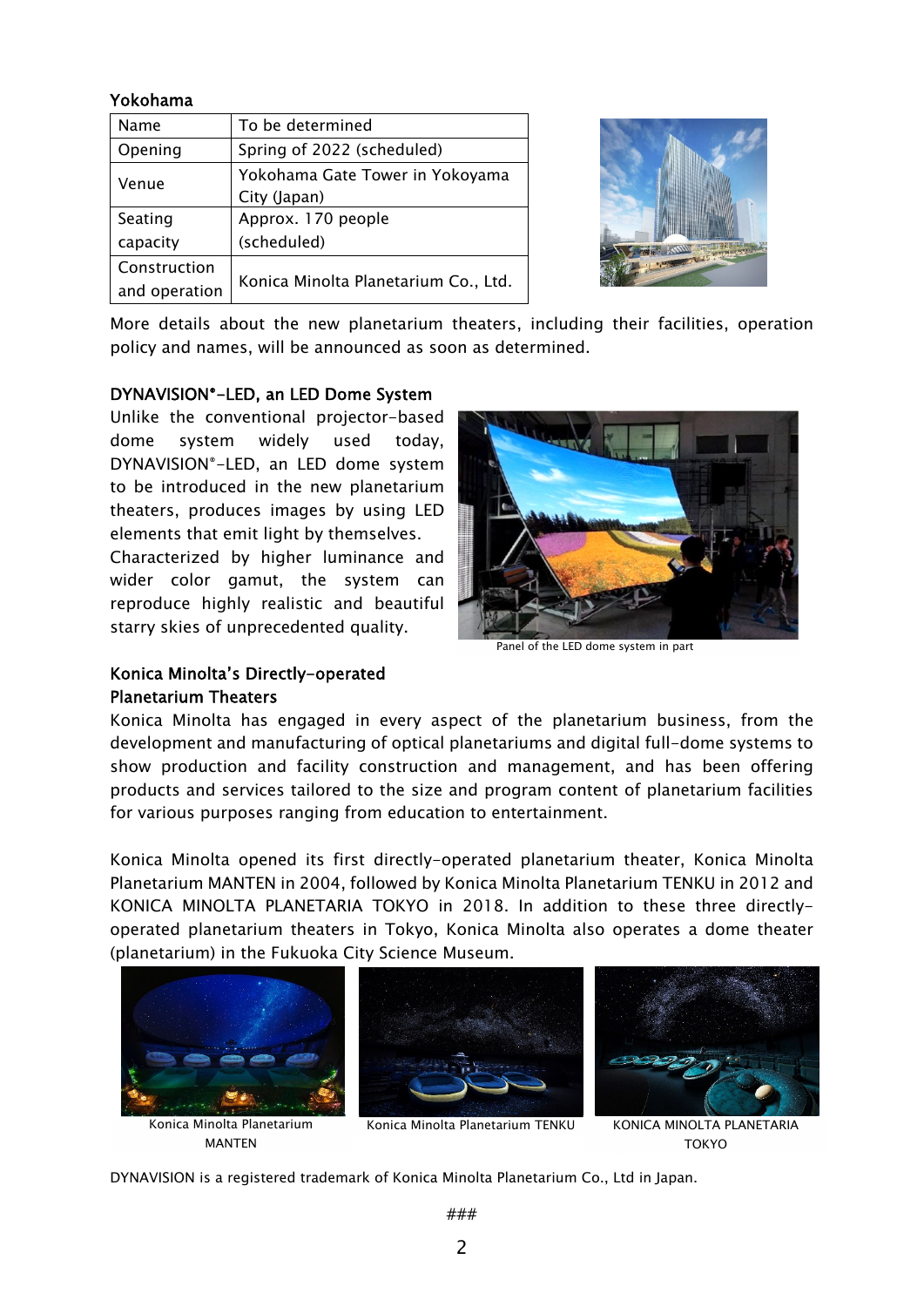## Yokohama

| | |
|---|---|
| Name | To be determined |
| Opening | Spring of 2022 (scheduled) |
| Venue | Yokohama Gate Tower in Yokoyama City (Japan) |
| Seating capacity | Approx. 170 people (scheduled) |
| Construction and operation | Konica Minolta Planetarium Co., Ltd. |

More details about the new planetarium theaters, including their facilities, operation policy and names, will be announced as soon as determined.

## DYNAVISION®-LED, an LED Dome System

Unlike the conventional projector-based dome system widely used today, DYNAVISION®-LED, an LED dome system to be introduced in the new planetarium theaters, produces images by using LED elements that emit light by themselves.
Characterized by higher luminance and wider color gamut, the system can reproduce highly realistic and beautiful starry skies of unprecedented quality.

Panel of the LED dome system in part

## Konica Minolta's Directly-operated Planetarium Theaters

Konica Minolta has engaged in every aspect of the planetarium business, from the development and manufacturing of optical planetariums and digital full-dome systems to show production and facility construction and management, and has been offering products and services tailored to the size and program content of planetarium facilities for various purposes ranging from education to entertainment.

Konica Minolta opened its first directly-operated planetarium theater, Konica Minolta Planetarium MANTEN in 2004, followed by Konica Minolta Planetarium TENKU in 2012 and KONICA MINOLTA PLANETARIA TOKYO in 2018. In addition to these three directly-operated planetarium theaters in Tokyo, Konica Minolta also operates a dome theater (planetarium) in the Fukuoka City Science Museum.

Konica Minolta Planetarium MANTEN

Konica Minolta Planetarium TENKU

KONICA MINOLTA PLANETARIA TOKYO

DYNAVISION is a registered trademark of Konica Minolta Planetarium Co., Ltd in Japan.

###